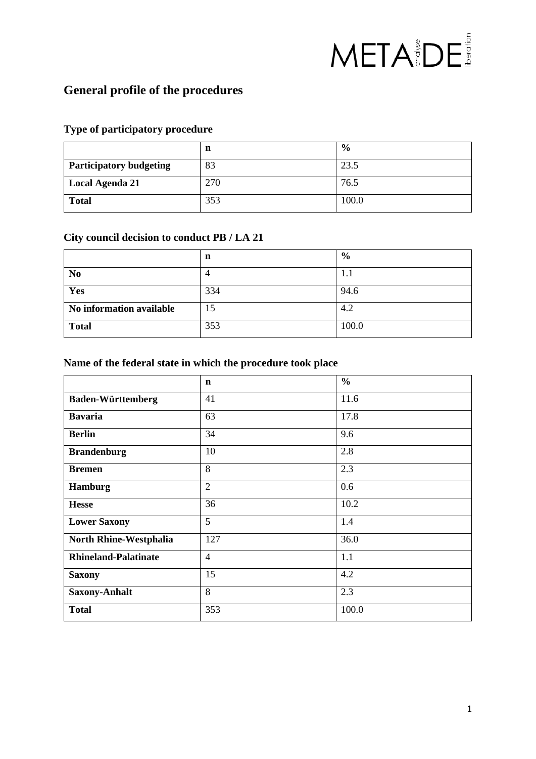# General profile of the procedures

## Type of participatory procedure

| | n | % |
|---|---|---|
| **Participatory budgeting** | 83 | 23.5 |
| **Local Agenda 21** | 270 | 76.5 |
| **Total** | 353 | 100.0 |

## City council decision to conduct PB / LA 21

| | n | % |
|---|---|---|
| **No** | 4 | 1.1 |
| **Yes** | 334 | 94.6 |
| **No information available** | 15 | 4.2 |
| **Total** | 353 | 100.0 |

## Name of the federal state in which the procedure took place

| | n | % |
|---|---|---|
| **Baden-Württemberg** | 41 | 11.6 |
| **Bavaria** | 63 | 17.8 |
| **Berlin** | 34 | 9.6 |
| **Brandenburg** | 10 | 2.8 |
| **Bremen** | 8 | 2.3 |
| **Hamburg** | 2 | 0.6 |
| **Hesse** | 36 | 10.2 |
| **Lower Saxony** | 5 | 1.4 |
| **North Rhine-Westphalia** | 127 | 36.0 |
| **Rhineland-Palatinate** | 4 | 1.1 |
| **Saxony** | 15 | 4.2 |
| **Saxony-Anhalt** | 8 | 2.3 |
| **Total** | 353 | 100.0 |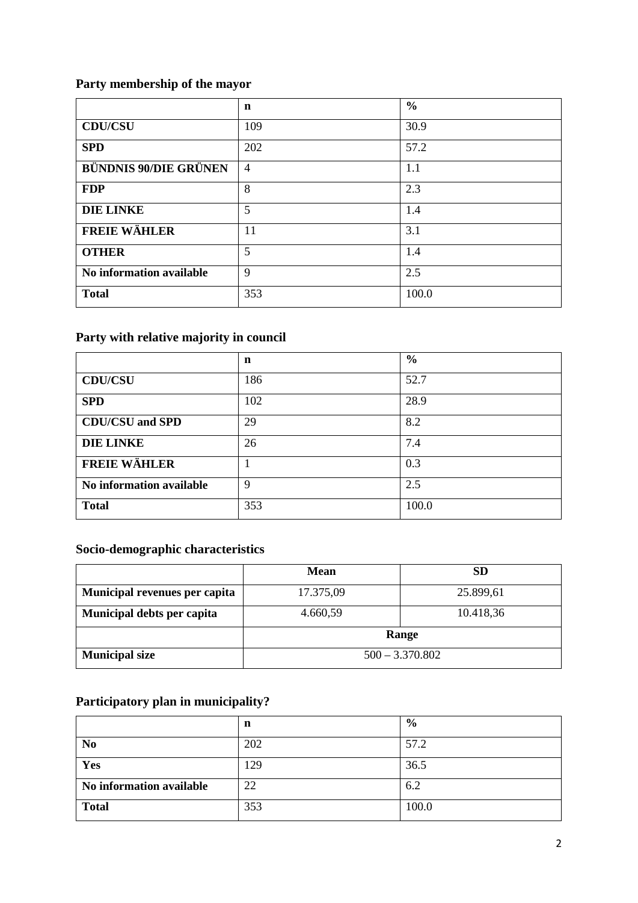## Party membership of the mayor

| | n | % |
|---|---|---|
| **CDU/CSU** | 109 | 30.9 |
| **SPD** | 202 | 57.2 |
| **BÜNDNIS 90/DIE GRÜNEN** | 4 | 1.1 |
| **FDP** | 8 | 2.3 |
| **DIE LINKE** | 5 | 1.4 |
| **FREIE WÄHLER** | 11 | 3.1 |
| **OTHER** | 5 | 1.4 |
| **No information available** | 9 | 2.5 |
| **Total** | 353 | 100.0 |

## Party with relative majority in council

| | n | % |
|---|---|---|
| **CDU/CSU** | 186 | 52.7 |
| **SPD** | 102 | 28.9 |
| **CDU/CSU and SPD** | 29 | 8.2 |
| **DIE LINKE** | 26 | 7.4 |
| **FREIE WÄHLER** | 1 | 0.3 |
| **No information available** | 9 | 2.5 |
| **Total** | 353 | 100.0 |

## Socio-demographic characteristics

| | Mean | SD |
|---|---|---|
| **Municipal revenues per capita** | 17.375,09 | 25.899,61 |
| **Municipal debts per capita** | 4.660,59 | 10.418,36 |
| | **Range** | |
| **Municipal size** | 500 – 3.370.802 | |

## Participatory plan in municipality?

| | n | % |
|---|---|---|
| **No** | 202 | 57.2 |
| **Yes** | 129 | 36.5 |
| **No information available** | 22 | 6.2 |
| **Total** | 353 | 100.0 |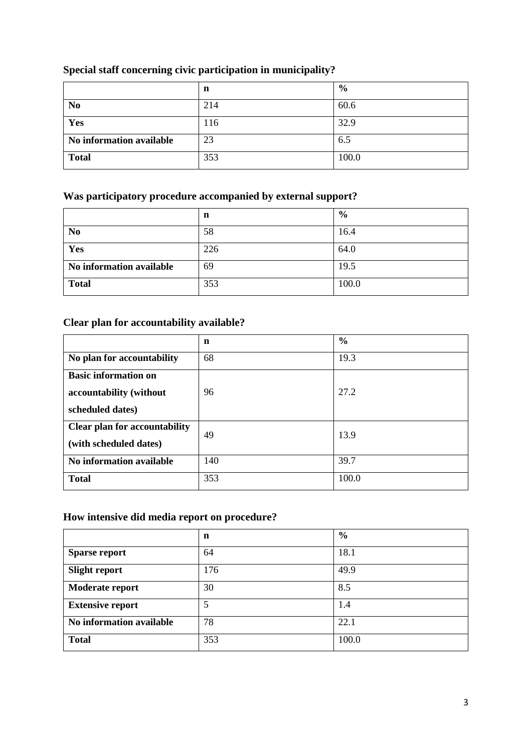**Special staff concerning civic participation in municipality?**

| | n | % |
|---|---|---|
| **No** | 214 | 60.6 |
| **Yes** | 116 | 32.9 |
| **No information available** | 23 | 6.5 |
| **Total** | 353 | 100.0 |

**Was participatory procedure accompanied by external support?**

| | n | % |
|---|---|---|
| **No** | 58 | 16.4 |
| **Yes** | 226 | 64.0 |
| **No information available** | 69 | 19.5 |
| **Total** | 353 | 100.0 |

**Clear plan for accountability available?**

| | n | % |
|---|---|---|
| **No plan for accountability** | 68 | 19.3 |
| **Basic information on accountability (without scheduled dates)** | 96 | 27.2 |
| **Clear plan for accountability (with scheduled dates)** | 49 | 13.9 |
| **No information available** | 140 | 39.7 |
| **Total** | 353 | 100.0 |

**How intensive did media report on procedure?**

| | n | % |
|---|---|---|
| **Sparse report** | 64 | 18.1 |
| **Slight report** | 176 | 49.9 |
| **Moderate report** | 30 | 8.5 |
| **Extensive report** | 5 | 1.4 |
| **No information available** | 78 | 22.1 |
| **Total** | 353 | 100.0 |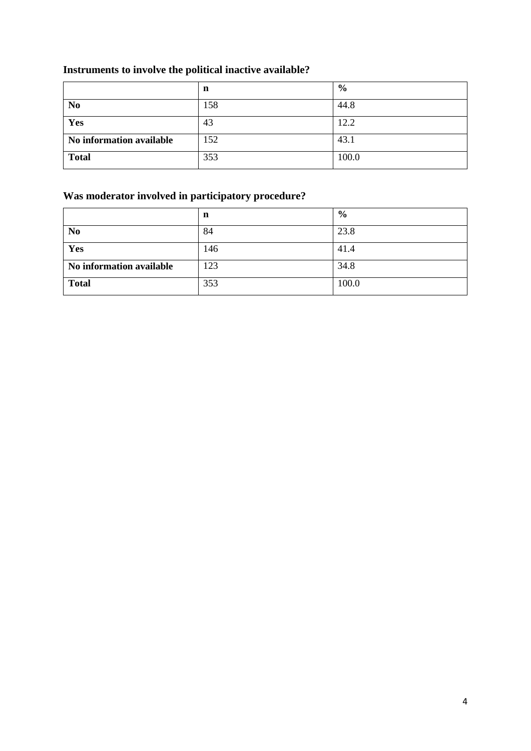**Instruments to involve the political inactive available?**

| | n | % |
|---|---|---|
| **No** | 158 | 44.8 |
| **Yes** | 43 | 12.2 |
| **No information available** | 152 | 43.1 |
| **Total** | 353 | 100.0 |

**Was moderator involved in participatory procedure?**

| | n | % |
|---|---|---|
| **No** | 84 | 23.8 |
| **Yes** | 146 | 41.4 |
| **No information available** | 123 | 34.8 |
| **Total** | 353 | 100.0 |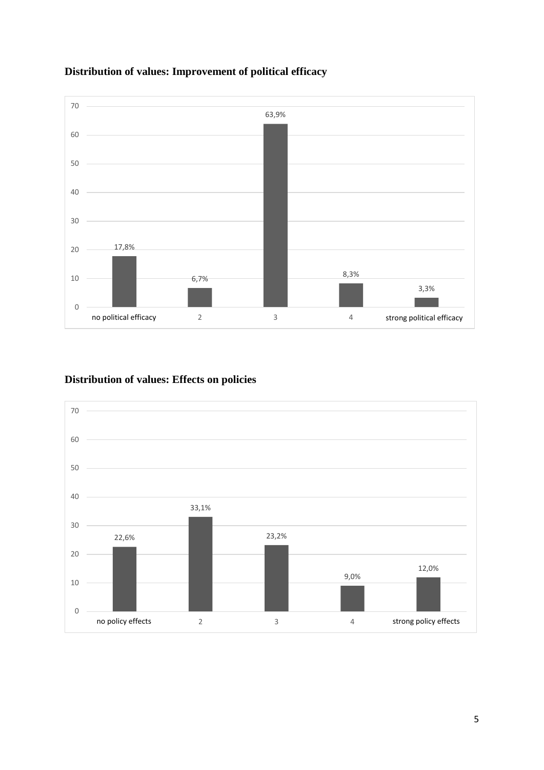**Distribution of values: Improvement of political efficacy**

70
60
50
40
30
20
10
0

17,8%
6,7%
63,9%
8,3%
3,3%

no political efficacy
2
3
4
strong political efficacy

**Distribution of values: Effects on policies**

70
60
50
40
30
20
10
0

22,6%
33,1%
23,2%
9,0%
12,0%

no policy effects
2
3
4
strong policy effects